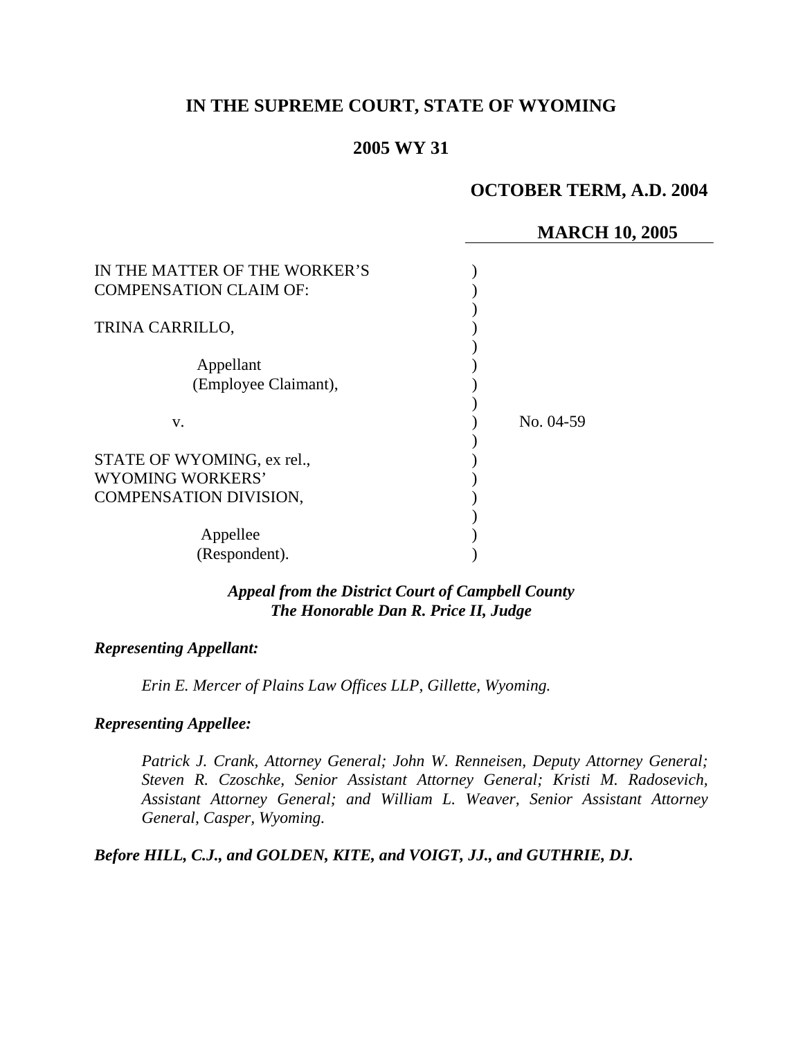**IN THE SUPREME COURT, STATE OF WYOMING**

**2005 WY 31**

**OCTOBER TERM, A.D. 2004**

**MARCH 10, 2005**

| | | |
|---|---|---|
| IN THE MATTER OF THE WORKER'S COMPENSATION CLAIM OF: | ) | |
| TRINA CARRILLO, | ) | |
| Appellant (Employee Claimant), | ) | |
| v. | ) | No. 04-59 |
| STATE OF WYOMING, ex rel., WYOMING WORKERS' COMPENSATION DIVISION, | ) | |
| Appellee (Respondent). | ) | |

***Appeal from the District Court of Campbell County***
***The Honorable Dan R. Price II, Judge***

***Representing Appellant:***

*Erin E. Mercer of Plains Law Offices LLP, Gillette, Wyoming.*

***Representing Appellee:***

*Patrick J. Crank, Attorney General; John W. Renneisen, Deputy Attorney General; Steven R. Czoschke, Senior Assistant Attorney General; Kristi M. Radosevich, Assistant Attorney General; and William L. Weaver, Senior Assistant Attorney General, Casper, Wyoming.*

***Before HILL, C.J., and GOLDEN, KITE, and VOIGT, JJ., and GUTHRIE, DJ.***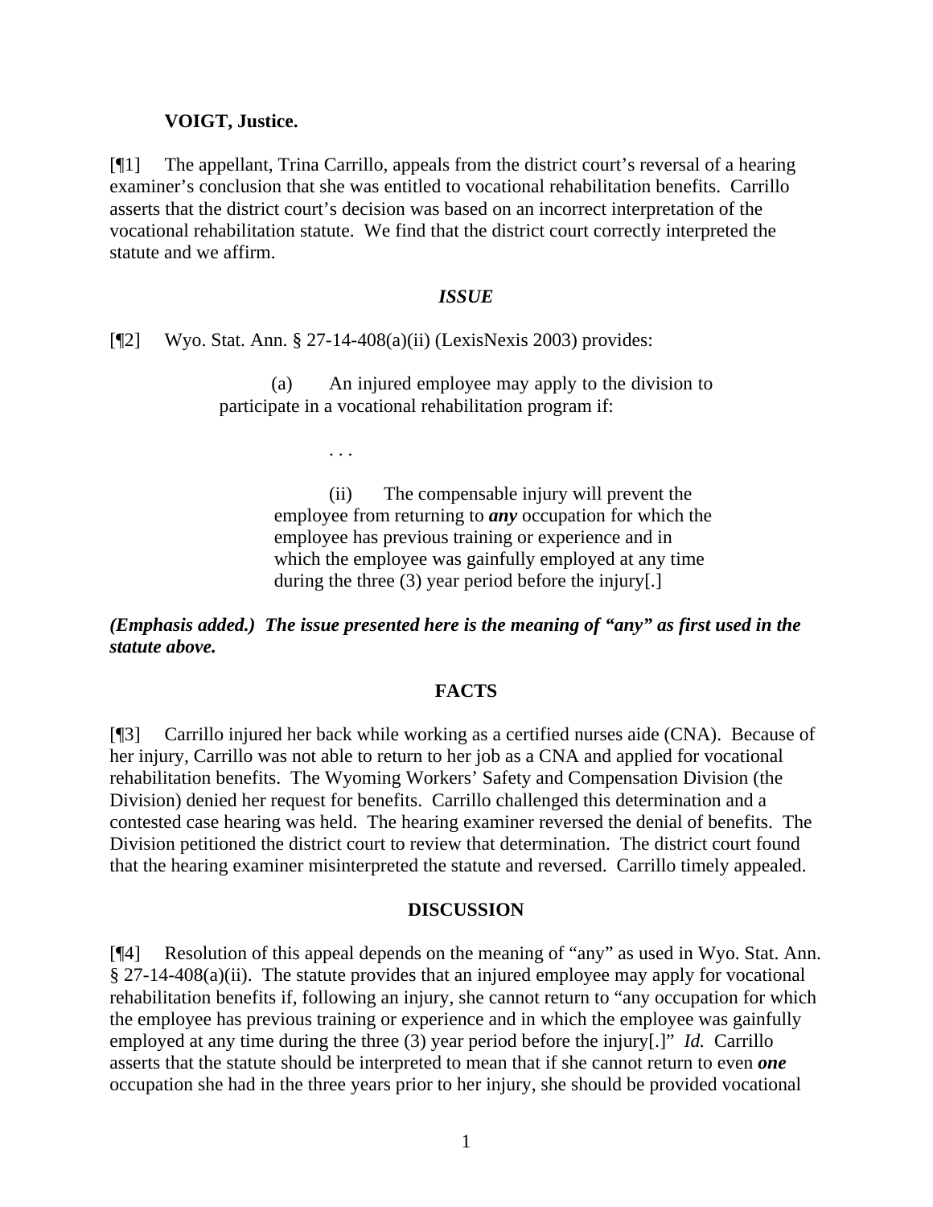**VOIGT, Justice.**

[¶1] The appellant, Trina Carrillo, appeals from the district court's reversal of a hearing examiner's conclusion that she was entitled to vocational rehabilitation benefits. Carrillo asserts that the district court's decision was based on an incorrect interpretation of the vocational rehabilitation statute. We find that the district court correctly interpreted the statute and we affirm.

## *ISSUE*

[¶2] Wyo. Stat. Ann. § 27-14-408(a)(ii) (LexisNexis 2003) provides:

> (a) An injured employee may apply to the division to participate in a vocational rehabilitation program if:
>
> . . .
>
> (ii) The compensable injury will prevent the employee from returning to ***any*** occupation for which the employee has previous training or experience and in which the employee was gainfully employed at any time during the three (3) year period before the injury[.]

***(Emphasis added.) The issue presented here is the meaning of "any" as first used in the statute above.***

## FACTS

[¶3] Carrillo injured her back while working as a certified nurses aide (CNA). Because of her injury, Carrillo was not able to return to her job as a CNA and applied for vocational rehabilitation benefits. The Wyoming Workers' Safety and Compensation Division (the Division) denied her request for benefits. Carrillo challenged this determination and a contested case hearing was held. The hearing examiner reversed the denial of benefits. The Division petitioned the district court to review that determination. The district court found that the hearing examiner misinterpreted the statute and reversed. Carrillo timely appealed.

## DISCUSSION

[¶4] Resolution of this appeal depends on the meaning of "any" as used in Wyo. Stat. Ann. § 27-14-408(a)(ii). The statute provides that an injured employee may apply for vocational rehabilitation benefits if, following an injury, she cannot return to "any occupation for which the employee has previous training or experience and in which the employee was gainfully employed at any time during the three (3) year period before the injury[.]" *Id.* Carrillo asserts that the statute should be interpreted to mean that if she cannot return to even ***one*** occupation she had in the three years prior to her injury, she should be provided vocational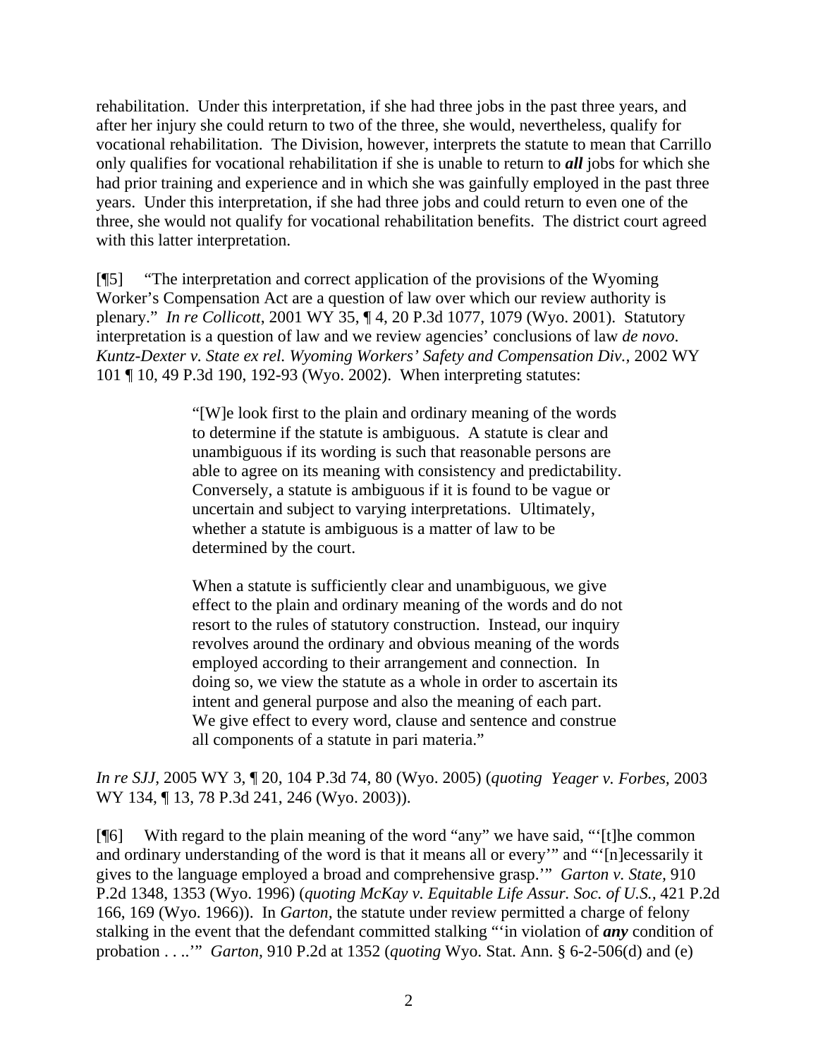rehabilitation. Under this interpretation, if she had three jobs in the past three years, and after her injury she could return to two of the three, she would, nevertheless, qualify for vocational rehabilitation. The Division, however, interprets the statute to mean that Carrillo only qualifies for vocational rehabilitation if she is unable to return to ***all*** jobs for which she had prior training and experience and in which she was gainfully employed in the past three years. Under this interpretation, if she had three jobs and could return to even one of the three, she would not qualify for vocational rehabilitation benefits. The district court agreed with this latter interpretation.

[¶5] "The interpretation and correct application of the provisions of the Wyoming Worker's Compensation Act are a question of law over which our review authority is plenary." *In re Collicott*, 2001 WY 35, ¶ 4, 20 P.3d 1077, 1079 (Wyo. 2001). Statutory interpretation is a question of law and we review agencies' conclusions of law *de novo*. *Kuntz-Dexter v. State ex rel. Wyoming Workers' Safety and Compensation Div.,* 2002 WY 101 ¶ 10, 49 P.3d 190, 192-93 (Wyo. 2002). When interpreting statutes:

> "[W]e look first to the plain and ordinary meaning of the words to determine if the statute is ambiguous. A statute is clear and unambiguous if its wording is such that reasonable persons are able to agree on its meaning with consistency and predictability. Conversely, a statute is ambiguous if it is found to be vague or uncertain and subject to varying interpretations. Ultimately, whether a statute is ambiguous is a matter of law to be determined by the court.
>
> When a statute is sufficiently clear and unambiguous, we give effect to the plain and ordinary meaning of the words and do not resort to the rules of statutory construction. Instead, our inquiry revolves around the ordinary and obvious meaning of the words employed according to their arrangement and connection. In doing so, we view the statute as a whole in order to ascertain its intent and general purpose and also the meaning of each part. We give effect to every word, clause and sentence and construe all components of a statute in pari materia."

*In re SJJ*, 2005 WY 3, ¶ 20, 104 P.3d 74, 80 (Wyo. 2005) (*quoting Yeager v. Forbes,* 2003 WY 134, ¶ 13, 78 P.3d 241, 246 (Wyo. 2003)).

[¶6] With regard to the plain meaning of the word "any" we have said, "'[t]he common and ordinary understanding of the word is that it means all or every'" and "'[n]ecessarily it gives to the language employed a broad and comprehensive grasp.'" *Garton v. State,* 910 P.2d 1348, 1353 (Wyo. 1996) (*quoting McKay v. Equitable Life Assur. Soc. of U.S.*, 421 P.2d 166, 169 (Wyo. 1966)). In *Garton,* the statute under review permitted a charge of felony stalking in the event that the defendant committed stalking "'in violation of ***any*** condition of probation . . ..'" *Garton*, 910 P.2d at 1352 (*quoting* Wyo. Stat. Ann. § 6-2-506(d) and (e)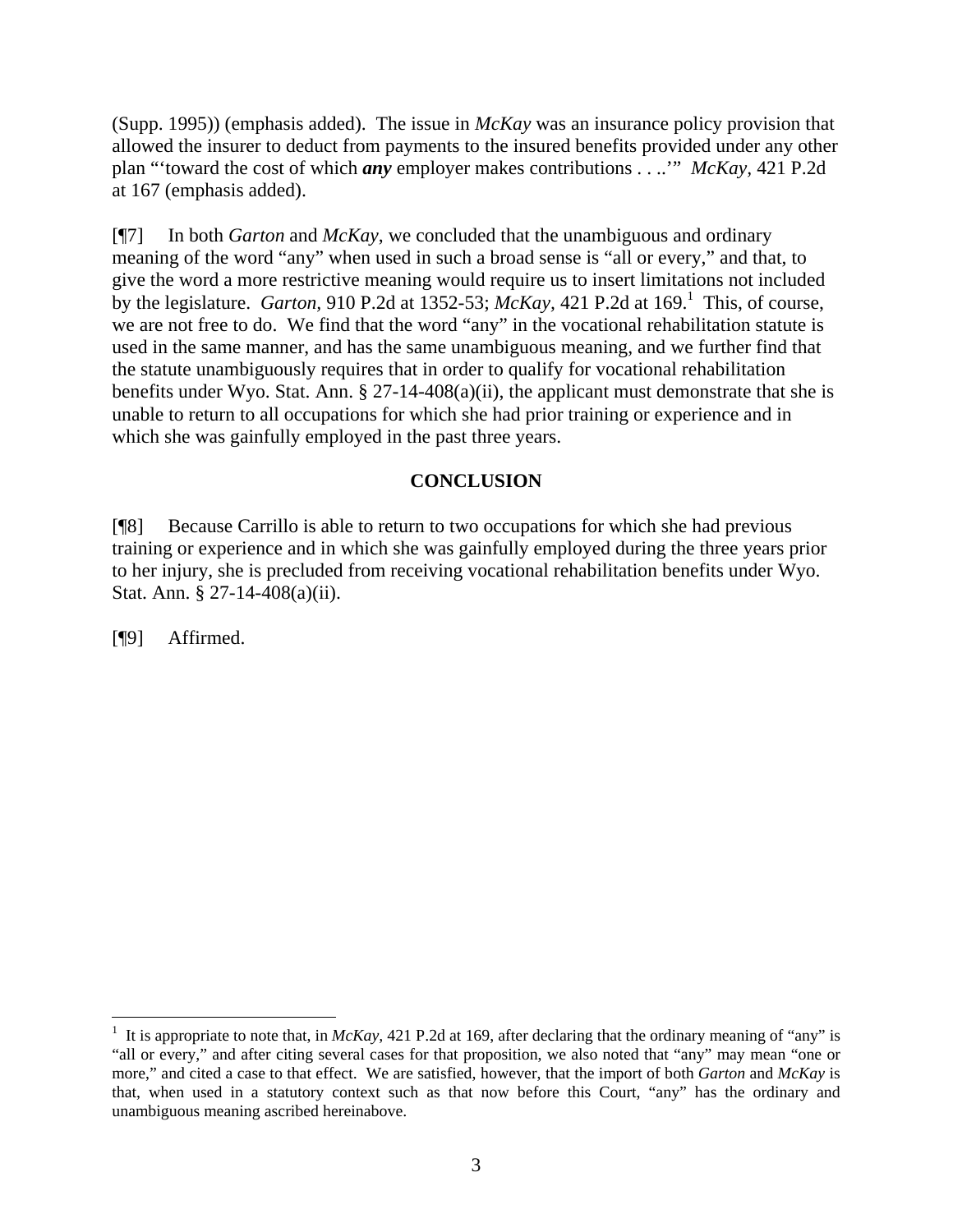(Supp. 1995)) (emphasis added). The issue in *McKay* was an insurance policy provision that allowed the insurer to deduct from payments to the insured benefits provided under any other plan "'toward the cost of which ***any*** employer makes contributions . . ..'" *McKay,* 421 P.2d at 167 (emphasis added).

[¶7] In both *Garton* and *McKay*, we concluded that the unambiguous and ordinary meaning of the word "any" when used in such a broad sense is "all or every," and that, to give the word a more restrictive meaning would require us to insert limitations not included by the legislature. *Garton,* 910 P.2d at 1352-53; *McKay*, 421 P.2d at 169.[1] This, of course, we are not free to do. We find that the word "any" in the vocational rehabilitation statute is used in the same manner, and has the same unambiguous meaning, and we further find that the statute unambiguously requires that in order to qualify for vocational rehabilitation benefits under Wyo. Stat. Ann. § 27-14-408(a)(ii), the applicant must demonstrate that she is unable to return to all occupations for which she had prior training or experience and in which she was gainfully employed in the past three years.

## CONCLUSION

[¶8] Because Carrillo is able to return to two occupations for which she had previous training or experience and in which she was gainfully employed during the three years prior to her injury, she is precluded from receiving vocational rehabilitation benefits under Wyo. Stat. Ann. § 27-14-408(a)(ii).

[¶9] Affirmed.

---

[1] It is appropriate to note that, in *McKay,* 421 P.2d at 169, after declaring that the ordinary meaning of "any" is "all or every," and after citing several cases for that proposition, we also noted that "any" may mean "one or more," and cited a case to that effect. We are satisfied, however, that the import of both *Garton* and *McKay* is that, when used in a statutory context such as that now before this Court, "any" has the ordinary and unambiguous meaning ascribed hereinabove.